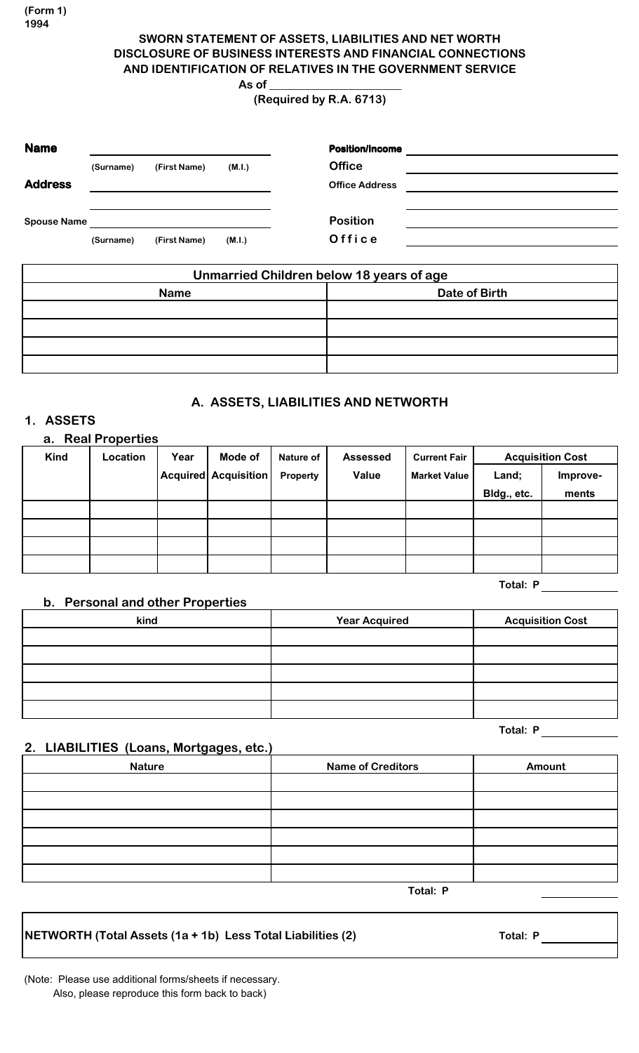(Form 1)
1994

# SWORN STATEMENT OF ASSETS, LIABILITIES AND NET WORTH
# DISCLOSURE OF BUSINESS INTERESTS AND FINANCIAL CONNECTIONS
# AND IDENTIFICATION OF RELATIVES IN THE GOVERNMENT SERVICE

As of ____________________

(Required by R.A. 6713)

**Name** ______________________________
(Surname) (First Name) (M.I.)

**Address** ______________________________

______________________________

**Spouse Name** ______________________________
(Surname) (First Name) (M.I.)

**Position/Income** ______________________________

**Office** ______________________________

**Office Address** ______________________________

______________________________

**Position** ______________________________

**Office** ______________________________

| Unmarried Children below 18 years of age | |
|---|---|
| **Name** | **Date of Birth** |
| | |
| | |
| | |
| | |

## A. ASSETS, LIABILITIES AND NETWORTH

### 1. ASSETS

#### a. Real Properties

| Kind | Location | Year Acquired | Mode of Acquisition | Nature of Property | Assessed Value | Current Fair Market Value | Acquisition Cost | |
|---|---|---|---|---|---|---|---|---|
| | | | | | | | Land; Bldg., etc. | Improvements |
| | | | | | | | | |
| | | | | | | | | |
| | | | | | | | | |
| | | | | | | | | |

Total: P ____________

#### b. Personal and other Properties

| kind | Year Acquired | Acquisition Cost |
|---|---|---|
| | | |
| | | |
| | | |
| | | |
| | | |

Total: P ____________

### 2. LIABILITIES (Loans, Mortgages, etc.)

| Nature | Name of Creditors | Amount |
|---|---|---|
| | | |
| | | |
| | | |
| | | |
| | | |
| | | |

Total: P ____________

**NETWORTH (Total Assets (1a + 1b) Less Total Liabilities (2)** Total: P ____________

(Note: Please use additional forms/sheets if necessary.
Also, please reproduce this form back to back)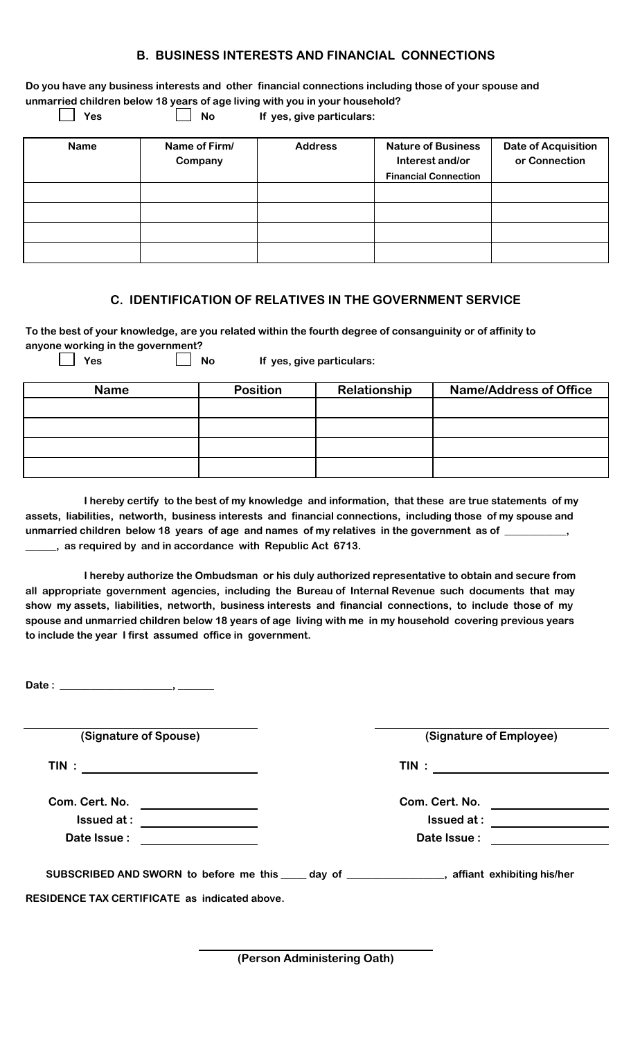## B. BUSINESS INTERESTS AND FINANCIAL CONNECTIONS

**Do you have any business interests and other financial connections including those of your spouse and unmarried children below 18 years of age living with you in your household?**

☐ **Yes** ☐ **No** **If yes, give particulars:**

| Name | Name of Firm/ Company | Address | Nature of Business Interest and/or Financial Connection | Date of Acquisition or Connection |
|---|---|---|---|---|
| | | | | |
| | | | | |
| | | | | |
| | | | | |

## C. IDENTIFICATION OF RELATIVES IN THE GOVERNMENT SERVICE

**To the best of your knowledge, are you related within the fourth degree of consanguinity or of affinity to anyone working in the government?**

☐ **Yes** ☐ **No** **If yes, give particulars:**

| Name | Position | Relationship | Name/Address of Office |
|---|---|---|---|
| | | | |
| | | | |
| | | | |
| | | | |

**I hereby certify to the best of my knowledge and information, that these are true statements of my assets, liabilities, networth, business interests and financial connections, including those of my spouse and unmarried children below 18 years of age and names of my relatives in the government as of ___________, ______, as required by and in accordance with Republic Act 6713.**

**I hereby authorize the Ombudsman or his duly authorized representative to obtain and secure from all appropriate government agencies, including the Bureau of Internal Revenue such documents that may show my assets, liabilities, networth, business interests and financial connections, to include those of my spouse and unmarried children below 18 years of age living with me in my household covering previous years to include the year I first assumed office in government.**

**Date : ____________________, _______**

| | |
|---|---|
| **(Signature of Spouse)** | **(Signature of Employee)** |
| **TIN :** ____________ | **TIN :** ____________ |
| **Com. Cert. No.** ____________ | **Com. Cert. No.** ____________ |
| **Issued at :** ____________ | **Issued at :** ____________ |
| **Date Issue :** ____________ | **Date Issue :** ____________ |

**SUBSCRIBED AND SWORN to before me this _____ day of _________________, affiant exhibiting his/her RESIDENCE TAX CERTIFICATE as indicated above.**

**(Person Administering Oath)**